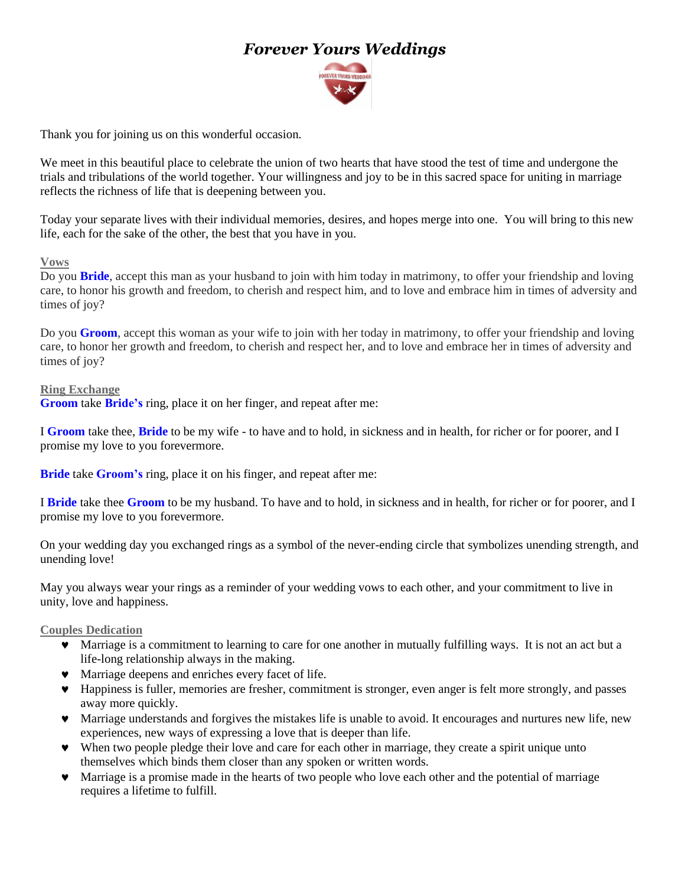# *Forever Yours Weddings*

Thank you for joining us on this wonderful occasion.

We meet in this beautiful place to celebrate the union of two hearts that have stood the test of time and undergone the trials and tribulations of the world together. Your willingness and joy to be in this sacred space for uniting in marriage reflects the richness of life that is deepening between you.

Today your separate lives with their individual memories, desires, and hopes merge into one. You will bring to this new life, each for the sake of the other, the best that you have in you.

## Vows

Do you **Bride**, accept this man as your husband to join with him today in matrimony, to offer your friendship and loving care, to honor his growth and freedom, to cherish and respect him, and to love and embrace him in times of adversity and times of joy?

Do you **Groom**, accept this woman as your wife to join with her today in matrimony, to offer your friendship and loving care, to honor her growth and freedom, to cherish and respect her, and to love and embrace her in times of adversity and times of joy?

## Ring Exchange

**Groom** take **Bride's** ring, place it on her finger, and repeat after me:

I **Groom** take thee, **Bride** to be my wife - to have and to hold, in sickness and in health, for richer or for poorer, and I promise my love to you forevermore.

**Bride** take **Groom's** ring, place it on his finger, and repeat after me:

I **Bride** take thee **Groom** to be my husband. To have and to hold, in sickness and in health, for richer or for poorer, and I promise my love to you forevermore.

On your wedding day you exchanged rings as a symbol of the never-ending circle that symbolizes unending strength, and unending love!

May you always wear your rings as a reminder of your wedding vows to each other, and your commitment to live in unity, love and happiness.

## Couples Dedication

- Marriage is a commitment to learning to care for one another in mutually fulfilling ways. It is not an act but a life-long relationship always in the making.
- Marriage deepens and enriches every facet of life.
- Happiness is fuller, memories are fresher, commitment is stronger, even anger is felt more strongly, and passes away more quickly.
- Marriage understands and forgives the mistakes life is unable to avoid. It encourages and nurtures new life, new experiences, new ways of expressing a love that is deeper than life.
- When two people pledge their love and care for each other in marriage, they create a spirit unique unto themselves which binds them closer than any spoken or written words.
- Marriage is a promise made in the hearts of two people who love each other and the potential of marriage requires a lifetime to fulfill.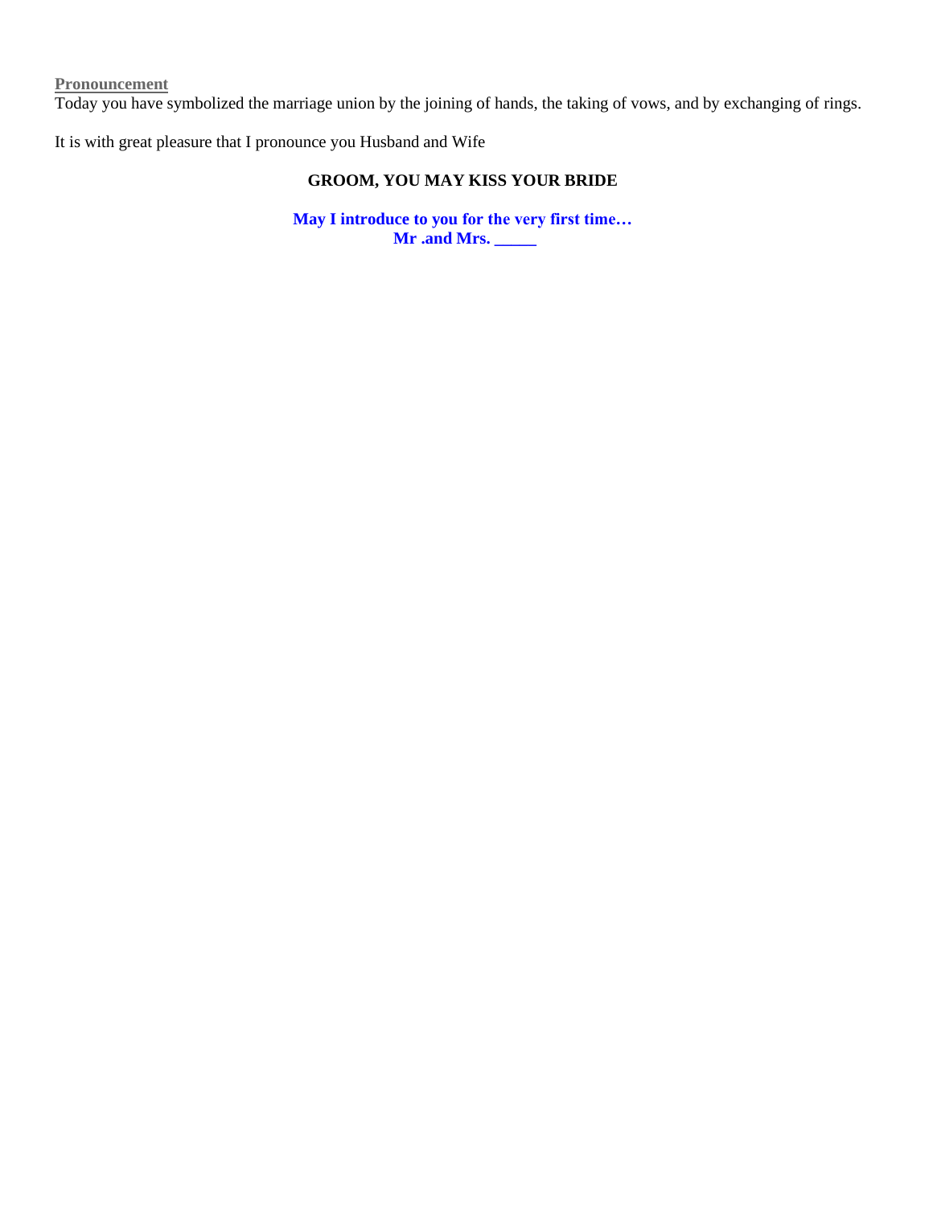## Pronouncement

Today you have symbolized the marriage union by the joining of hands, the taking of vows, and by exchanging of rings.

It is with great pleasure that I pronounce you Husband and Wife

**GROOM, YOU MAY KISS YOUR BRIDE**

**May I introduce to you for the very first time…**
**Mr .and Mrs. _____**